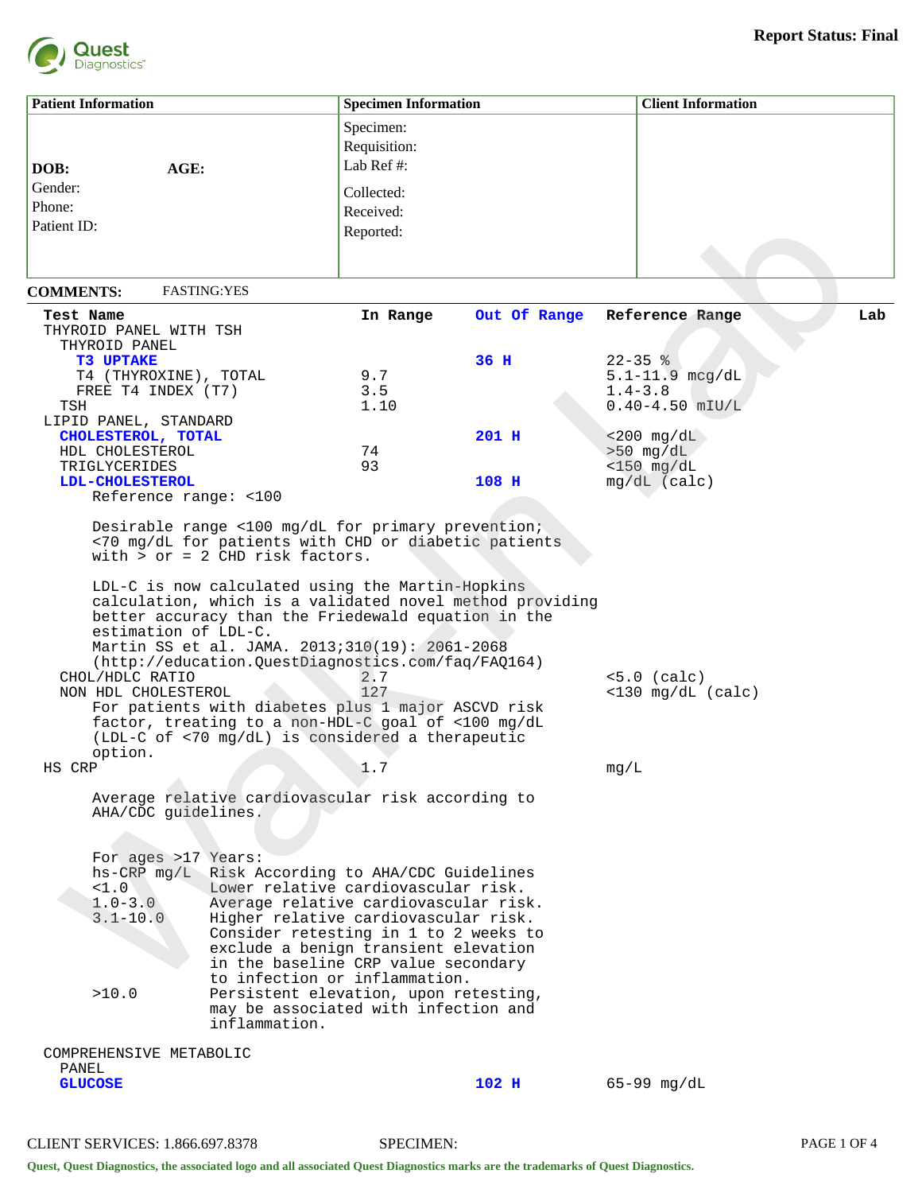**Report Status: Final**

| Patient Information | Specimen Information | Client Information |
|---|---|---|
| DOB: AGE:<br>Gender:<br>Phone:<br>Patient ID: | Specimen:<br>Requisition:<br>Lab Ref #:<br>Collected:<br>Received:<br>Reported: | |

**COMMENTS:** FASTING:YES

| Test Name | In Range | Out Of Range | Reference Range | Lab |
|---|---|---|---|---|
| THYROID PANEL WITH TSH | | | | |
| THYROID PANEL | | | | |
| **T3 UPTAKE** | | **36 H** | 22-35 % | |
| T4 (THYROXINE), TOTAL | 9.7 | | 5.1-11.9 mcg/dL | |
| FREE T4 INDEX (T7) | 3.5 | | 1.4-3.8 | |
| TSH | 1.10 | | 0.40-4.50 mIU/L | |
| LIPID PANEL, STANDARD | | | | |
| **CHOLESTEROL, TOTAL** | | **201 H** | <200 mg/dL | |
| HDL CHOLESTEROL | 74 | | >50 mg/dL | |
| TRIGLYCERIDES | 93 | | <150 mg/dL | |
| **LDL-CHOLESTEROL** | | **108 H** | mg/dL (calc) | |

Reference range: <100

Desirable range <100 mg/dL for primary prevention;
<70 mg/dL for patients with CHD or diabetic patients
with > or = 2 CHD risk factors.

LDL-C is now calculated using the Martin-Hopkins
calculation, which is a validated novel method providing
better accuracy than the Friedewald equation in the
estimation of LDL-C.
Martin SS et al. JAMA. 2013;310(19): 2061-2068
(http://education.QuestDiagnostics.com/faq/FAQ164)

| Test Name | In Range | Out Of Range | Reference Range | Lab |
|---|---|---|---|---|
| CHOL/HDLC RATIO | 2.7 | | <5.0 (calc) | |
| NON HDL CHOLESTEROL | 127 | | <130 mg/dL (calc) | |

For patients with diabetes plus 1 major ASCVD risk
factor, treating to a non-HDL-C goal of <100 mg/dL
(LDL-C of <70 mg/dL) is considered a therapeutic
option.

| Test Name | In Range | Out Of Range | Reference Range | Lab |
|---|---|---|---|---|
| HS CRP | 1.7 | | mg/L | |

Average relative cardiovascular risk according to
AHA/CDC guidelines.

For ages >17 Years:

| hs-CRP mg/L | Risk According to AHA/CDC Guidelines |
|---|---|
| <1.0 | Lower relative cardiovascular risk. |
| 1.0-3.0 | Average relative cardiovascular risk. |
| 3.1-10.0 | Higher relative cardiovascular risk. Consider retesting in 1 to 2 weeks to exclude a benign transient elevation in the baseline CRP value secondary to infection or inflammation. |
| >10.0 | Persistent elevation, upon retesting, may be associated with infection and inflammation. |

| Test Name | In Range | Out Of Range | Reference Range | Lab |
|---|---|---|---|---|
| COMPREHENSIVE METABOLIC PANEL | | | | |
| **GLUCOSE** | | **102 H** | 65-99 mg/dL | |

CLIENT SERVICES: 1.866.697.8378 SPECIMEN:

Quest, Quest Diagnostics, the associated logo and all associated Quest Diagnostics marks are the trademarks of Quest Diagnostics.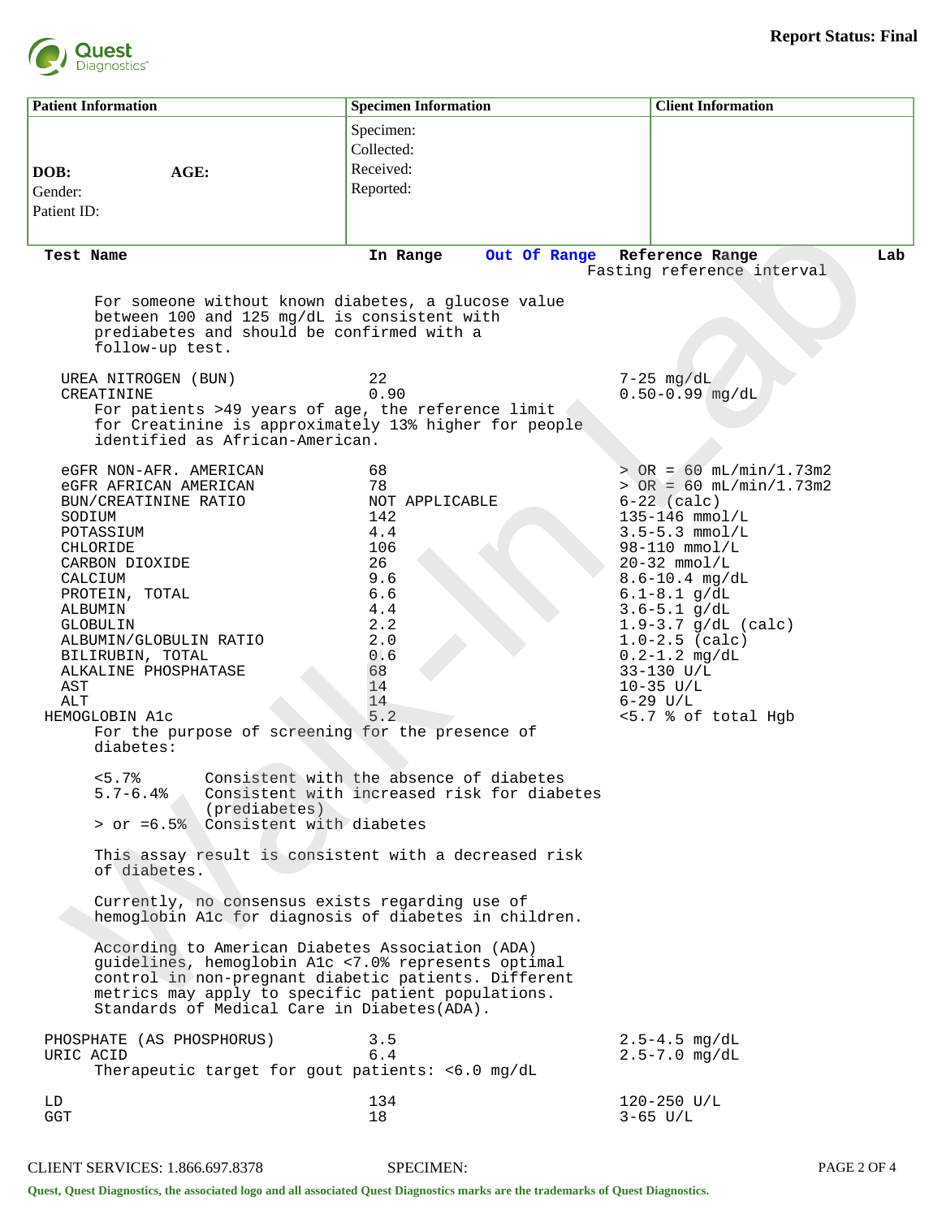**Report Status: Final**

| Patient Information | Specimen Information | Client Information |
|---|---|---|
| DOB: AGE:<br>Gender:<br>Patient ID: | Specimen:<br>Collected:<br>Received:<br>Reported: | |

| Test Name | In Range | Out Of Range | Reference Range | Lab |
|---|---|---|---|---|
| | | | Fasting reference interval | |
| For someone without known diabetes, a glucose value between 100 and 125 mg/dL is consistent with prediabetes and should be confirmed with a follow-up test. | | | | |
| UREA NITROGEN (BUN) | 22 | | 7-25 mg/dL | |
| CREATININE | 0.90 | | 0.50-0.99 mg/dL | |
| For patients >49 years of age, the reference limit for Creatinine is approximately 13% higher for people identified as African-American. | | | | |
| eGFR NON-AFR. AMERICAN | 68 | | > OR = 60 mL/min/1.73m2 | |
| eGFR AFRICAN AMERICAN | 78 | | > OR = 60 mL/min/1.73m2 | |
| BUN/CREATININE RATIO | NOT APPLICABLE | | 6-22 (calc) | |
| SODIUM | 142 | | 135-146 mmol/L | |
| POTASSIUM | 4.4 | | 3.5-5.3 mmol/L | |
| CHLORIDE | 106 | | 98-110 mmol/L | |
| CARBON DIOXIDE | 26 | | 20-32 mmol/L | |
| CALCIUM | 9.6 | | 8.6-10.4 mg/dL | |
| PROTEIN, TOTAL | 6.6 | | 6.1-8.1 g/dL | |
| ALBUMIN | 4.4 | | 3.6-5.1 g/dL | |
| GLOBULIN | 2.2 | | 1.9-3.7 g/dL (calc) | |
| ALBUMIN/GLOBULIN RATIO | 2.0 | | 1.0-2.5 (calc) | |
| BILIRUBIN, TOTAL | 0.6 | | 0.2-1.2 mg/dL | |
| ALKALINE PHOSPHATASE | 68 | | 33-130 U/L | |
| AST | 14 | | 10-35 U/L | |
| ALT | 14 | | 6-29 U/L | |
| HEMOGLOBIN A1c | 5.2 | | <5.7 % of total Hgb | |

For the purpose of screening for the presence of diabetes:

| | |
|---|---|
| <5.7% | Consistent with the absence of diabetes |
| 5.7-6.4% | Consistent with increased risk for diabetes (prediabetes) |
| > or =6.5% | Consistent with diabetes |

This assay result is consistent with a decreased risk of diabetes.

Currently, no consensus exists regarding use of hemoglobin A1c for diagnosis of diabetes in children.

According to American Diabetes Association (ADA) guidelines, hemoglobin A1c <7.0% represents optimal control in non-pregnant diabetic patients. Different metrics may apply to specific patient populations. Standards of Medical Care in Diabetes(ADA).

| Test Name | In Range | Out Of Range | Reference Range | Lab |
|---|---|---|---|---|
| PHOSPHATE (AS PHOSPHORUS) | 3.5 | | 2.5-4.5 mg/dL | |
| URIC ACID | 6.4 | | 2.5-7.0 mg/dL | |
| Therapeutic target for gout patients: <6.0 mg/dL | | | | |
| LD | 134 | | 120-250 U/L | |
| GGT | 18 | | 3-65 U/L | |

CLIENT SERVICES: 1.866.697.8378 SPECIMEN:

Quest, Quest Diagnostics, the associated logo and all associated Quest Diagnostics marks are the trademarks of Quest Diagnostics.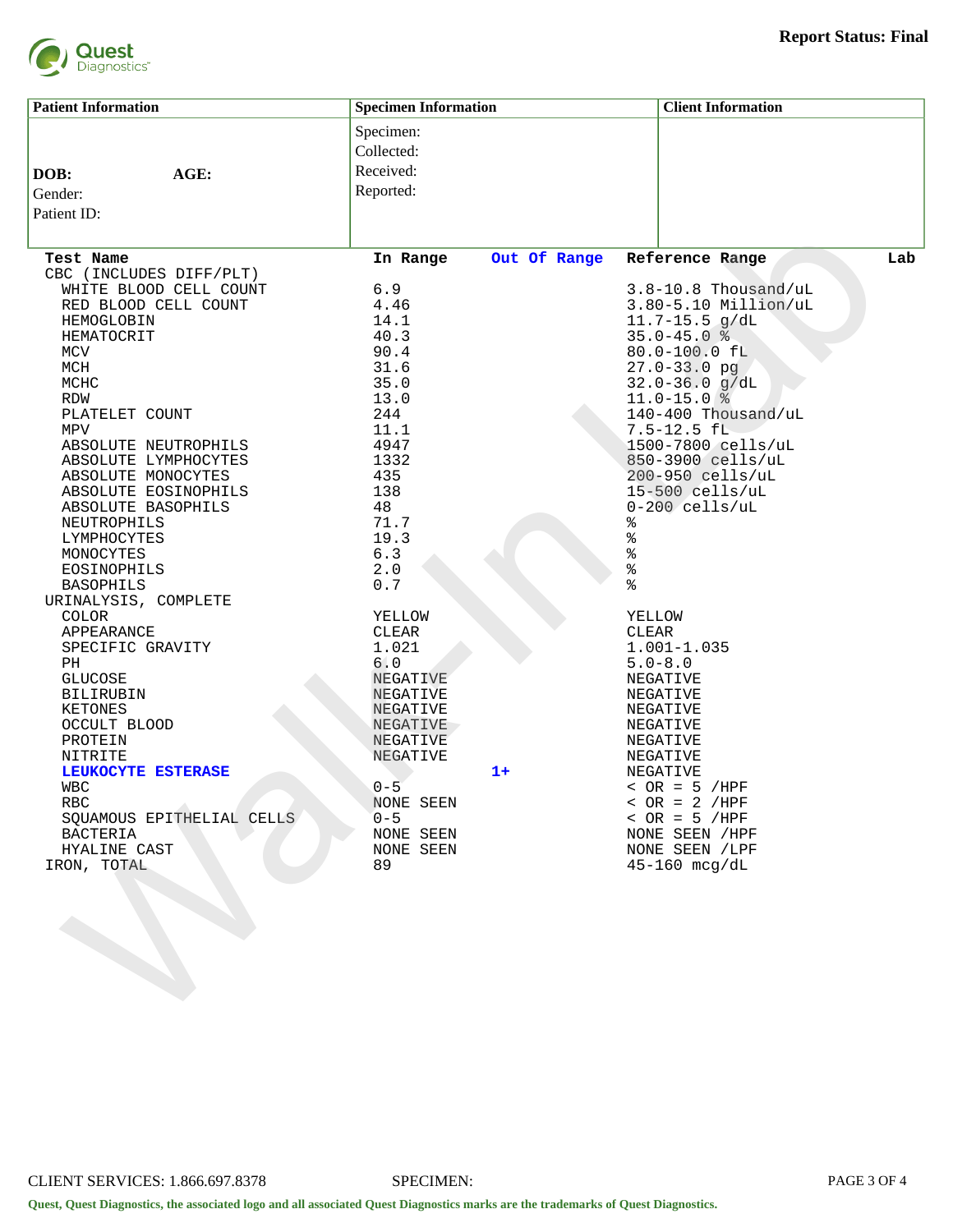Quest Diagnostics

**Report Status: Final**

| **Patient Information** | **Specimen Information** | **Client Information** |
|---|---|---|
| **DOB:** **AGE:**<br>Gender:<br>Patient ID: | Specimen:<br>Collected:<br>Received:<br>Reported: | |

| Test Name | In Range | Out Of Range | Reference Range | Lab |
|---|---|---|---|---|
| CBC (INCLUDES DIFF/PLT) | | | | |
| WHITE BLOOD CELL COUNT | 6.9 | | 3.8-10.8 Thousand/uL | |
| RED BLOOD CELL COUNT | 4.46 | | 3.80-5.10 Million/uL | |
| HEMOGLOBIN | 14.1 | | 11.7-15.5 g/dL | |
| HEMATOCRIT | 40.3 | | 35.0-45.0 % | |
| MCV | 90.4 | | 80.0-100.0 fL | |
| MCH | 31.6 | | 27.0-33.0 pg | |
| MCHC | 35.0 | | 32.0-36.0 g/dL | |
| RDW | 13.0 | | 11.0-15.0 % | |
| PLATELET COUNT | 244 | | 140-400 Thousand/uL | |
| MPV | 11.1 | | 7.5-12.5 fL | |
| ABSOLUTE NEUTROPHILS | 4947 | | 1500-7800 cells/uL | |
| ABSOLUTE LYMPHOCYTES | 1332 | | 850-3900 cells/uL | |
| ABSOLUTE MONOCYTES | 435 | | 200-950 cells/uL | |
| ABSOLUTE EOSINOPHILS | 138 | | 15-500 cells/uL | |
| ABSOLUTE BASOPHILS | 48 | | 0-200 cells/uL | |
| NEUTROPHILS | 71.7 | | % | |
| LYMPHOCYTES | 19.3 | | % | |
| MONOCYTES | 6.3 | | % | |
| EOSINOPHILS | 2.0 | | % | |
| BASOPHILS | 0.7 | | % | |
| URINALYSIS, COMPLETE | | | | |
| COLOR | YELLOW | | YELLOW | |
| APPEARANCE | CLEAR | | CLEAR | |
| SPECIFIC GRAVITY | 1.021 | | 1.001-1.035 | |
| PH | 6.0 | | 5.0-8.0 | |
| GLUCOSE | NEGATIVE | | NEGATIVE | |
| BILIRUBIN | NEGATIVE | | NEGATIVE | |
| KETONES | NEGATIVE | | NEGATIVE | |
| OCCULT BLOOD | NEGATIVE | | NEGATIVE | |
| PROTEIN | NEGATIVE | | NEGATIVE | |
| NITRITE | NEGATIVE | | NEGATIVE | |
| **LEUKOCYTE ESTERASE** | | **1+** | NEGATIVE | |
| WBC | 0-5 | | < OR = 5 /HPF | |
| RBC | NONE SEEN | | < OR = 2 /HPF | |
| SQUAMOUS EPITHELIAL CELLS | 0-5 | | < OR = 5 /HPF | |
| BACTERIA | NONE SEEN | | NONE SEEN /HPF | |
| HYALINE CAST | NONE SEEN | | NONE SEEN /LPF | |
| IRON, TOTAL | 89 | | 45-160 mcg/dL | |

CLIENT SERVICES: 1.866.697.8378 SPECIMEN:

**Quest, Quest Diagnostics, the associated logo and all associated Quest Diagnostics marks are the trademarks of Quest Diagnostics.**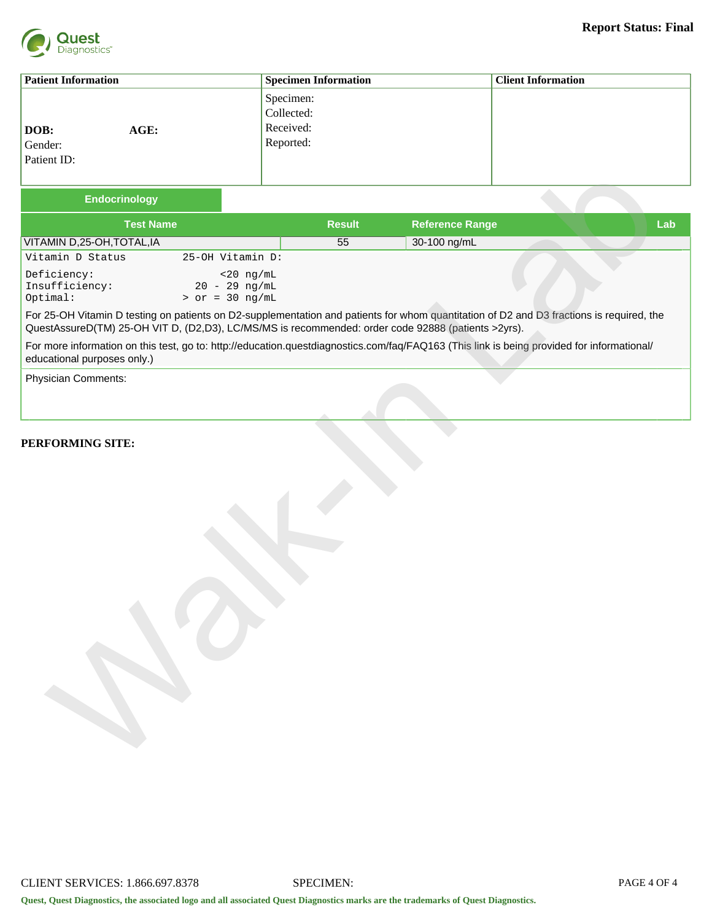**Report Status: Final**

| Patient Information | Specimen Information | Client Information |
|---|---|---|
| **DOB:** **AGE:**<br>Gender:<br>Patient ID: | Specimen:<br>Collected:<br>Received:<br>Reported: | |

## Endocrinology

| Test Name | Result | Reference Range | Lab |
|---|---|---|---|
| VITAMIN D,25-OH,TOTAL,IA | 55 | 30-100 ng/mL | |

```
Vitamin D Status         25-OH Vitamin D:

Deficiency:                    <20 ng/mL
Insufficiency:             20 - 29 ng/mL
Optimal:                 > or = 30 ng/mL
```

For 25-OH Vitamin D testing on patients on D2-supplementation and patients for whom quantitation of D2 and D3 fractions is required, the QuestAssureD(TM) 25-OH VIT D, (D2,D3), LC/MS/MS is recommended: order code 92888 (patients >2yrs).

For more information on this test, go to: http://education.questdiagnostics.com/faq/FAQ163 (This link is being provided for informational/ educational purposes only.)

Physician Comments:

**PERFORMING SITE:**

CLIENT SERVICES: 1.866.697.8378 SPECIMEN:

**Quest, Quest Diagnostics, the associated logo and all associated Quest Diagnostics marks are the trademarks of Quest Diagnostics.**